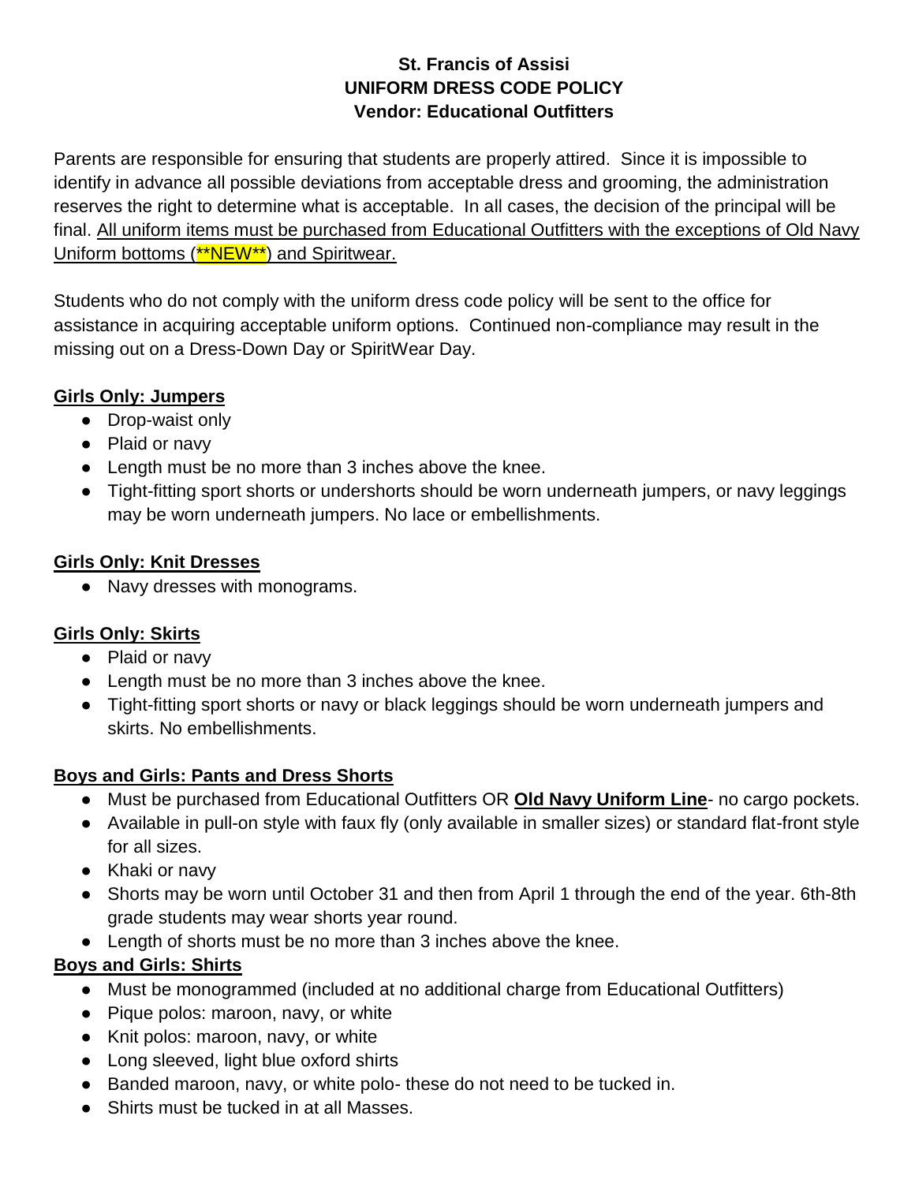**St. Francis of Assisi**
**UNIFORM DRESS CODE POLICY**
**Vendor: Educational Outfitters**

Parents are responsible for ensuring that students are properly attired. Since it is impossible to identify in advance all possible deviations from acceptable dress and grooming, the administration reserves the right to determine what is acceptable. In all cases, the decision of the principal will be final. <u>All uniform items must be purchased from Educational Outfitters with the exceptions of Old Navy Uniform bottoms (**NEW**) and Spiritwear.</u>

Students who do not comply with the uniform dress code policy will be sent to the office for assistance in acquiring acceptable uniform options. Continued non-compliance may result in the missing out on a Dress-Down Day or SpiritWear Day.

**<u>Girls Only: Jumpers</u>**

- Drop-waist only
- Plaid or navy
- Length must be no more than 3 inches above the knee.
- Tight-fitting sport shorts or undershorts should be worn underneath jumpers, or navy leggings may be worn underneath jumpers. No lace or embellishments.

**<u>Girls Only: Knit Dresses</u>**

- Navy dresses with monograms.

**<u>Girls Only: Skirts</u>**

- Plaid or navy
- Length must be no more than 3 inches above the knee.
- Tight-fitting sport shorts or navy or black leggings should be worn underneath jumpers and skirts. No embellishments.

**<u>Boys and Girls: Pants and Dress Shorts</u>**

- Must be purchased from Educational Outfitters OR **<u>Old Navy Uniform Line</u>**- no cargo pockets.
- Available in pull-on style with faux fly (only available in smaller sizes) or standard flat-front style for all sizes.
- Khaki or navy
- Shorts may be worn until October 31 and then from April 1 through the end of the year. 6th-8th grade students may wear shorts year round.
- Length of shorts must be no more than 3 inches above the knee.

**<u>Boys and Girls: Shirts</u>**

- Must be monogrammed (included at no additional charge from Educational Outfitters)
- Pique polos: maroon, navy, or white
- Knit polos: maroon, navy, or white
- Long sleeved, light blue oxford shirts
- Banded maroon, navy, or white polo- these do not need to be tucked in.
- Shirts must be tucked in at all Masses.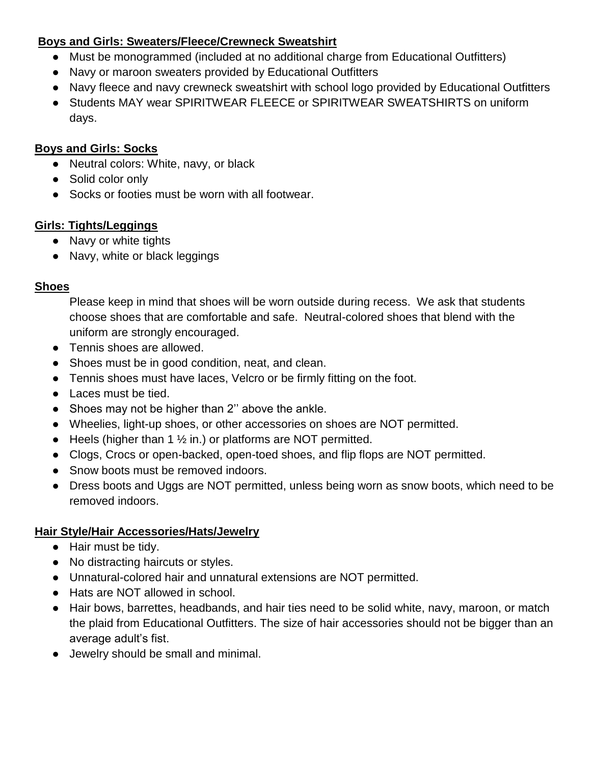**Boys and Girls: Sweaters/Fleece/Crewneck Sweatshirt**

- Must be monogrammed (included at no additional charge from Educational Outfitters)
- Navy or maroon sweaters provided by Educational Outfitters
- Navy fleece and navy crewneck sweatshirt with school logo provided by Educational Outfitters
- Students MAY wear SPIRITWEAR FLEECE or SPIRITWEAR SWEATSHIRTS on uniform days.

**Boys and Girls: Socks**

- Neutral colors: White, navy, or black
- Solid color only
- Socks or footies must be worn with all footwear.

**Girls: Tights/Leggings**

- Navy or white tights
- Navy, white or black leggings

**Shoes**

Please keep in mind that shoes will be worn outside during recess. We ask that students choose shoes that are comfortable and safe. Neutral-colored shoes that blend with the uniform are strongly encouraged.

- Tennis shoes are allowed.
- Shoes must be in good condition, neat, and clean.
- Tennis shoes must have laces, Velcro or be firmly fitting on the foot.
- Laces must be tied.
- Shoes may not be higher than 2'' above the ankle.
- Wheelies, light-up shoes, or other accessories on shoes are NOT permitted.
- Heels (higher than 1 ½ in.) or platforms are NOT permitted.
- Clogs, Crocs or open-backed, open-toed shoes, and flip flops are NOT permitted.
- Snow boots must be removed indoors.
- Dress boots and Uggs are NOT permitted, unless being worn as snow boots, which need to be removed indoors.

**Hair Style/Hair Accessories/Hats/Jewelry**

- Hair must be tidy.
- No distracting haircuts or styles.
- Unnatural-colored hair and unnatural extensions are NOT permitted.
- Hats are NOT allowed in school.
- Hair bows, barrettes, headbands, and hair ties need to be solid white, navy, maroon, or match the plaid from Educational Outfitters. The size of hair accessories should not be bigger than an average adult's fist.
- Jewelry should be small and minimal.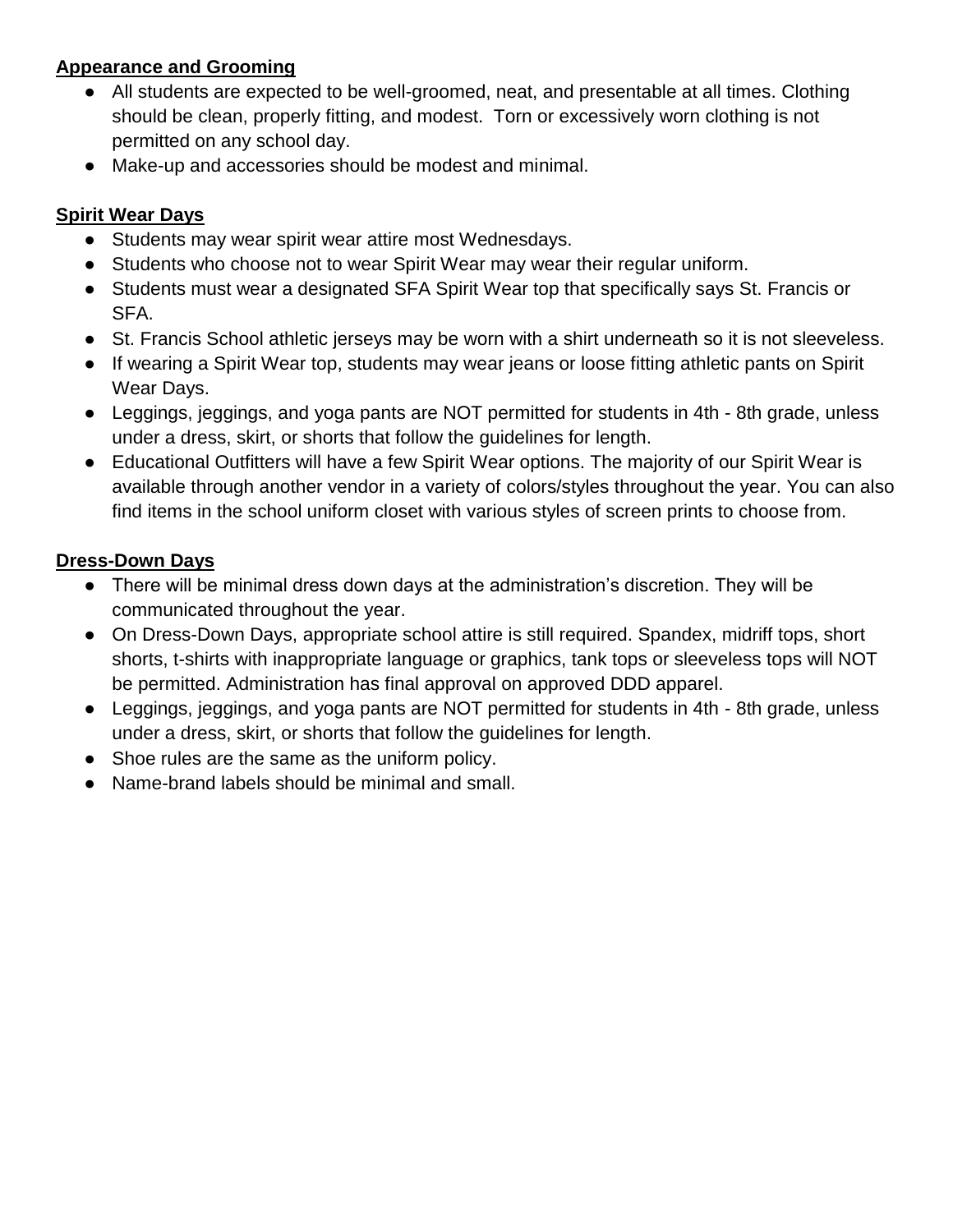**Appearance and Grooming**

- All students are expected to be well-groomed, neat, and presentable at all times. Clothing should be clean, properly fitting, and modest. Torn or excessively worn clothing is not permitted on any school day.
- Make-up and accessories should be modest and minimal.

**Spirit Wear Days**

- Students may wear spirit wear attire most Wednesdays.
- Students who choose not to wear Spirit Wear may wear their regular uniform.
- Students must wear a designated SFA Spirit Wear top that specifically says St. Francis or SFA.
- St. Francis School athletic jerseys may be worn with a shirt underneath so it is not sleeveless.
- If wearing a Spirit Wear top, students may wear jeans or loose fitting athletic pants on Spirit Wear Days.
- Leggings, jeggings, and yoga pants are NOT permitted for students in 4th - 8th grade, unless under a dress, skirt, or shorts that follow the guidelines for length.
- Educational Outfitters will have a few Spirit Wear options. The majority of our Spirit Wear is available through another vendor in a variety of colors/styles throughout the year. You can also find items in the school uniform closet with various styles of screen prints to choose from.

**Dress-Down Days**

- There will be minimal dress down days at the administration's discretion. They will be communicated throughout the year.
- On Dress-Down Days, appropriate school attire is still required. Spandex, midriff tops, short shorts, t-shirts with inappropriate language or graphics, tank tops or sleeveless tops will NOT be permitted. Administration has final approval on approved DDD apparel.
- Leggings, jeggings, and yoga pants are NOT permitted for students in 4th - 8th grade, unless under a dress, skirt, or shorts that follow the guidelines for length.
- Shoe rules are the same as the uniform policy.
- Name-brand labels should be minimal and small.